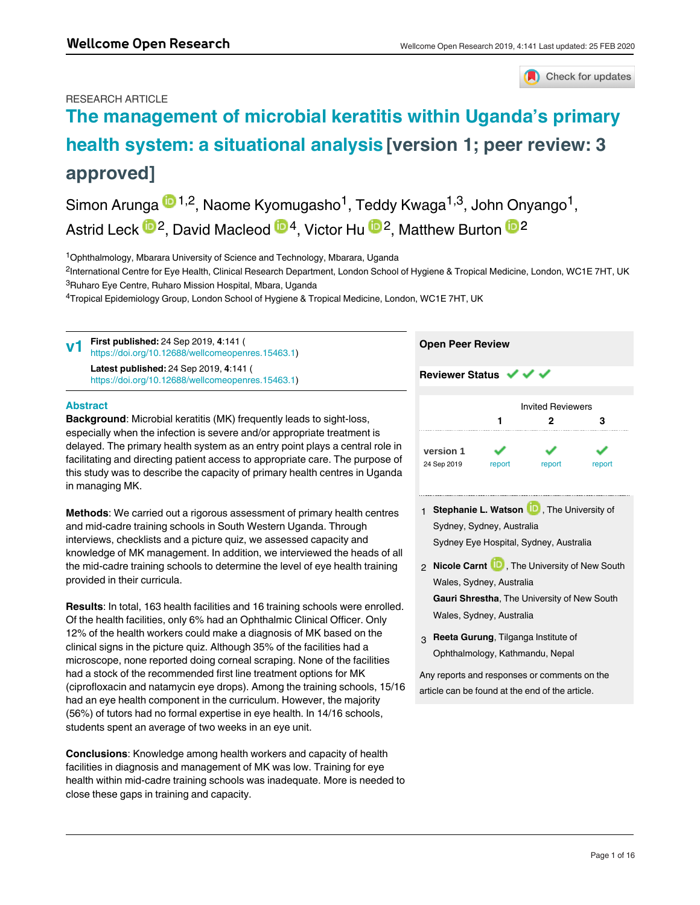RESEARCH ARTICLE

# The management of microbial keratitis within Uganda's primary health system: a situational analysis [version 1; peer review: 3 approved]

Simon Arunga[1,2], Naome Kyomugasho[1], Teddy Kwaga[1,3], John Onyango[1], Astrid Leck[2], David Macleod[4], Victor Hu[2], Matthew Burton[2]

[1]Ophthalmology, Mbarara University of Science and Technology, Mbarara, Uganda
[2]International Centre for Eye Health, Clinical Research Department, London School of Hygiene & Tropical Medicine, London, WC1E 7HT, UK
[3]Ruharo Eye Centre, Ruharo Mission Hospital, Mbara, Uganda
[4]Tropical Epidemiology Group, London School of Hygiene & Tropical Medicine, London, WC1E 7HT, UK

**v1** **First published:** 24 Sep 2019, **4**:141 (https://doi.org/10.12688/wellcomeopenres.15463.1)
**Latest published:** 24 Sep 2019, **4**:141 (https://doi.org/10.12688/wellcomeopenres.15463.1)

## Abstract

**Background**: Microbial keratitis (MK) frequently leads to sight-loss, especially when the infection is severe and/or appropriate treatment is delayed. The primary health system as an entry point plays a central role in facilitating and directing patient access to appropriate care. The purpose of this study was to describe the capacity of primary health centres in Uganda in managing MK.

**Methods**: We carried out a rigorous assessment of primary health centres and mid-cadre training schools in South Western Uganda. Through interviews, checklists and a picture quiz, we assessed capacity and knowledge of MK management. In addition, we interviewed the heads of all the mid-cadre training schools to determine the level of eye health training provided in their curricula.

**Results**: In total, 163 health facilities and 16 training schools were enrolled. Of the health facilities, only 6% had an Ophthalmic Clinical Officer. Only 12% of the health workers could make a diagnosis of MK based on the clinical signs in the picture quiz. Although 35% of the facilities had a microscope, none reported doing corneal scraping. None of the facilities had a stock of the recommended first line treatment options for MK (ciprofloxacin and natamycin eye drops). Among the training schools, 15/16 had an eye health component in the curriculum. However, the majority (56%) of tutors had no formal expertise in eye health. In 14/16 schools, students spent an average of two weeks in an eye unit.

**Conclusions**: Knowledge among health workers and capacity of health facilities in diagnosis and management of MK was low. Training for eye health within mid-cadre training schools was inadequate. More is needed to close these gaps in training and capacity.

**Open Peer Review**

**Reviewer Status** ✔ ✔ ✔

| | Invited Reviewers | | |
|---|---|---|---|
| | 1 | 2 | 3 |
| version 1 (24 Sep 2019) | ✔ report | ✔ report | ✔ report |

1. **Stephanie L. Watson**, The University of Sydney, Sydney, Australia
   Sydney Eye Hospital, Sydney, Australia
2. **Nicole Carnt**, The University of New South Wales, Sydney, Australia
   **Gauri Shrestha**, The University of New South Wales, Sydney, Australia
3. **Reeta Gurung**, Tilganga Institute of Ophthalmology, Kathmandu, Nepal

Any reports and responses or comments on the article can be found at the end of the article.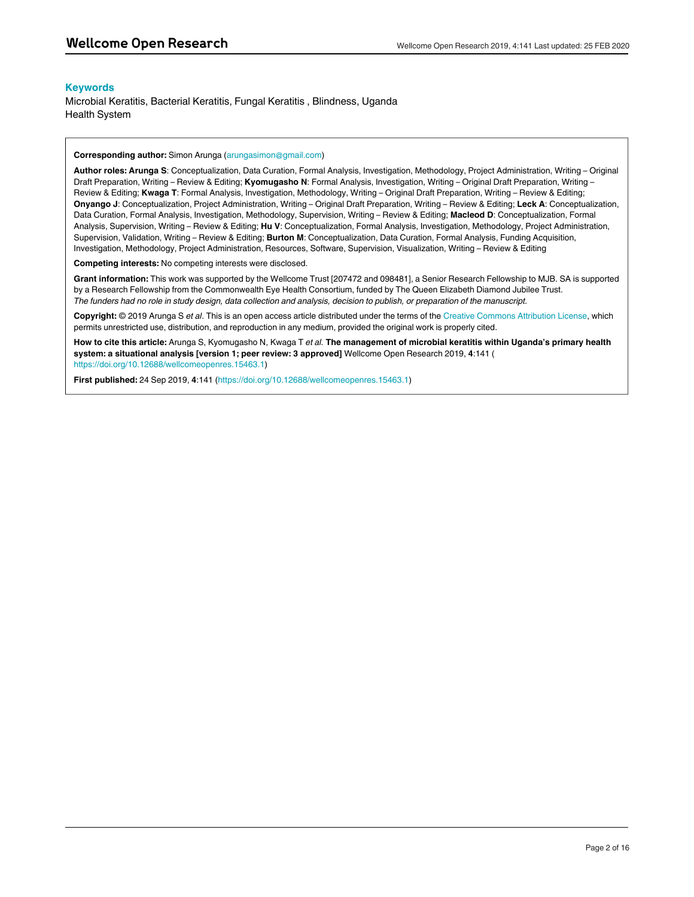## Keywords

Microbial Keratitis, Bacterial Keratitis, Fungal Keratitis , Blindness, Uganda Health System

**Corresponding author:** Simon Arunga (arungasimon@gmail.com)

**Author roles: Arunga S**: Conceptualization, Data Curation, Formal Analysis, Investigation, Methodology, Project Administration, Writing – Original Draft Preparation, Writing – Review & Editing; **Kyomugasho N**: Formal Analysis, Investigation, Writing – Original Draft Preparation, Writing – Review & Editing; **Kwaga T**: Formal Analysis, Investigation, Methodology, Writing – Original Draft Preparation, Writing – Review & Editing; **Onyango J**: Conceptualization, Project Administration, Writing – Original Draft Preparation, Writing – Review & Editing; **Leck A**: Conceptualization, Data Curation, Formal Analysis, Investigation, Methodology, Supervision, Writing – Review & Editing; **Macleod D**: Conceptualization, Formal Analysis, Supervision, Writing – Review & Editing; **Hu V**: Conceptualization, Formal Analysis, Investigation, Methodology, Project Administration, Supervision, Validation, Writing – Review & Editing; **Burton M**: Conceptualization, Data Curation, Formal Analysis, Funding Acquisition, Investigation, Methodology, Project Administration, Resources, Software, Supervision, Visualization, Writing – Review & Editing

**Competing interests:** No competing interests were disclosed.

**Grant information:** This work was supported by the Wellcome Trust [207472 and 098481], a Senior Research Fellowship to MJB. SA is supported by a Research Fellowship from the Commonwealth Eye Health Consortium, funded by The Queen Elizabeth Diamond Jubilee Trust.
*The funders had no role in study design, data collection and analysis, decision to publish, or preparation of the manuscript.*

**Copyright:** © 2019 Arunga S *et al*. This is an open access article distributed under the terms of the Creative Commons Attribution License, which permits unrestricted use, distribution, and reproduction in any medium, provided the original work is properly cited.

**How to cite this article:** Arunga S, Kyomugasho N, Kwaga T *et al.* **The management of microbial keratitis within Uganda's primary health system: a situational analysis [version 1; peer review: 3 approved]** Wellcome Open Research 2019, **4**:141 (https://doi.org/10.12688/wellcomeopenres.15463.1)

**First published:** 24 Sep 2019, **4**:141 (https://doi.org/10.12688/wellcomeopenres.15463.1)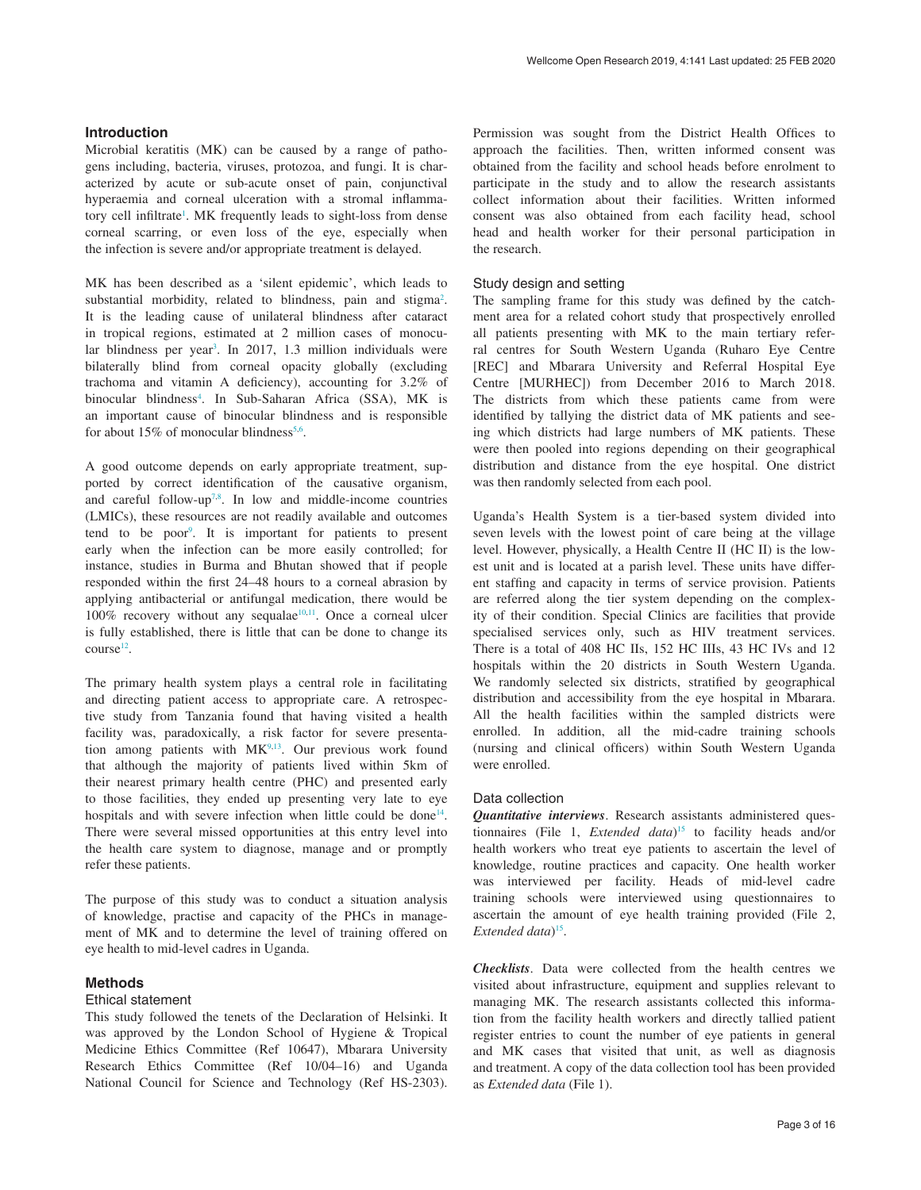## Introduction

Microbial keratitis (MK) can be caused by a range of pathogens including, bacteria, viruses, protozoa, and fungi. It is characterized by acute or sub-acute onset of pain, conjunctival hyperaemia and corneal ulceration with a stromal inflammatory cell infiltrate[1]. MK frequently leads to sight-loss from dense corneal scarring, or even loss of the eye, especially when the infection is severe and/or appropriate treatment is delayed.

MK has been described as a 'silent epidemic', which leads to substantial morbidity, related to blindness, pain and stigma[2]. It is the leading cause of unilateral blindness after cataract in tropical regions, estimated at 2 million cases of monocular blindness per year[3]. In 2017, 1.3 million individuals were bilaterally blind from corneal opacity globally (excluding trachoma and vitamin A deficiency), accounting for 3.2% of binocular blindness[4]. In Sub-Saharan Africa (SSA), MK is an important cause of binocular blindness and is responsible for about 15% of monocular blindness[5,6].

A good outcome depends on early appropriate treatment, supported by correct identification of the causative organism, and careful follow-up[7,8]. In low and middle-income countries (LMICs), these resources are not readily available and outcomes tend to be poor[9]. It is important for patients to present early when the infection can be more easily controlled; for instance, studies in Burma and Bhutan showed that if people responded within the first 24–48 hours to a corneal abrasion by applying antibacterial or antifungal medication, there would be 100% recovery without any sequalae[10,11]. Once a corneal ulcer is fully established, there is little that can be done to change its course[12].

The primary health system plays a central role in facilitating and directing patient access to appropriate care. A retrospective study from Tanzania found that having visited a health facility was, paradoxically, a risk factor for severe presentation among patients with MK[9,13]. Our previous work found that although the majority of patients lived within 5km of their nearest primary health centre (PHC) and presented early to those facilities, they ended up presenting very late to eye hospitals and with severe infection when little could be done[14]. There were several missed opportunities at this entry level into the health care system to diagnose, manage and or promptly refer these patients.

The purpose of this study was to conduct a situation analysis of knowledge, practise and capacity of the PHCs in management of MK and to determine the level of training offered on eye health to mid-level cadres in Uganda.

## Methods

### Ethical statement

This study followed the tenets of the Declaration of Helsinki. It was approved by the London School of Hygiene & Tropical Medicine Ethics Committee (Ref 10647), Mbarara University Research Ethics Committee (Ref 10/04–16) and Uganda National Council for Science and Technology (Ref HS-2303). Permission was sought from the District Health Offices to approach the facilities. Then, written informed consent was obtained from the facility and school heads before enrolment to participate in the study and to allow the research assistants collect information about their facilities. Written informed consent was also obtained from each facility head, school head and health worker for their personal participation in the research.

### Study design and setting

The sampling frame for this study was defined by the catchment area for a related cohort study that prospectively enrolled all patients presenting with MK to the main tertiary referral centres for South Western Uganda (Ruharo Eye Centre [REC] and Mbarara University and Referral Hospital Eye Centre [MURHEC]) from December 2016 to March 2018. The districts from which these patients came from were identified by tallying the district data of MK patients and seeing which districts had large numbers of MK patients. These were then pooled into regions depending on their geographical distribution and distance from the eye hospital. One district was then randomly selected from each pool.

Uganda's Health System is a tier-based system divided into seven levels with the lowest point of care being at the village level. However, physically, a Health Centre II (HC II) is the lowest unit and is located at a parish level. These units have different staffing and capacity in terms of service provision. Patients are referred along the tier system depending on the complexity of their condition. Special Clinics are facilities that provide specialised services only, such as HIV treatment services. There is a total of 408 HC IIs, 152 HC IIIs, 43 HC IVs and 12 hospitals within the 20 districts in South Western Uganda. We randomly selected six districts, stratified by geographical distribution and accessibility from the eye hospital in Mbarara. All the health facilities within the sampled districts were enrolled. In addition, all the mid-cadre training schools (nursing and clinical officers) within South Western Uganda were enrolled.

### Data collection

***Quantitative interviews***. Research assistants administered questionnaires (File 1, *Extended data*)[15] to facility heads and/or health workers who treat eye patients to ascertain the level of knowledge, routine practices and capacity. One health worker was interviewed per facility. Heads of mid-level cadre training schools were interviewed using questionnaires to ascertain the amount of eye health training provided (File 2, *Extended data*)[15].

***Checklists***. Data were collected from the health centres we visited about infrastructure, equipment and supplies relevant to managing MK. The research assistants collected this information from the facility health workers and directly tallied patient register entries to count the number of eye patients in general and MK cases that visited that unit, as well as diagnosis and treatment. A copy of the data collection tool has been provided as *Extended data* (File 1).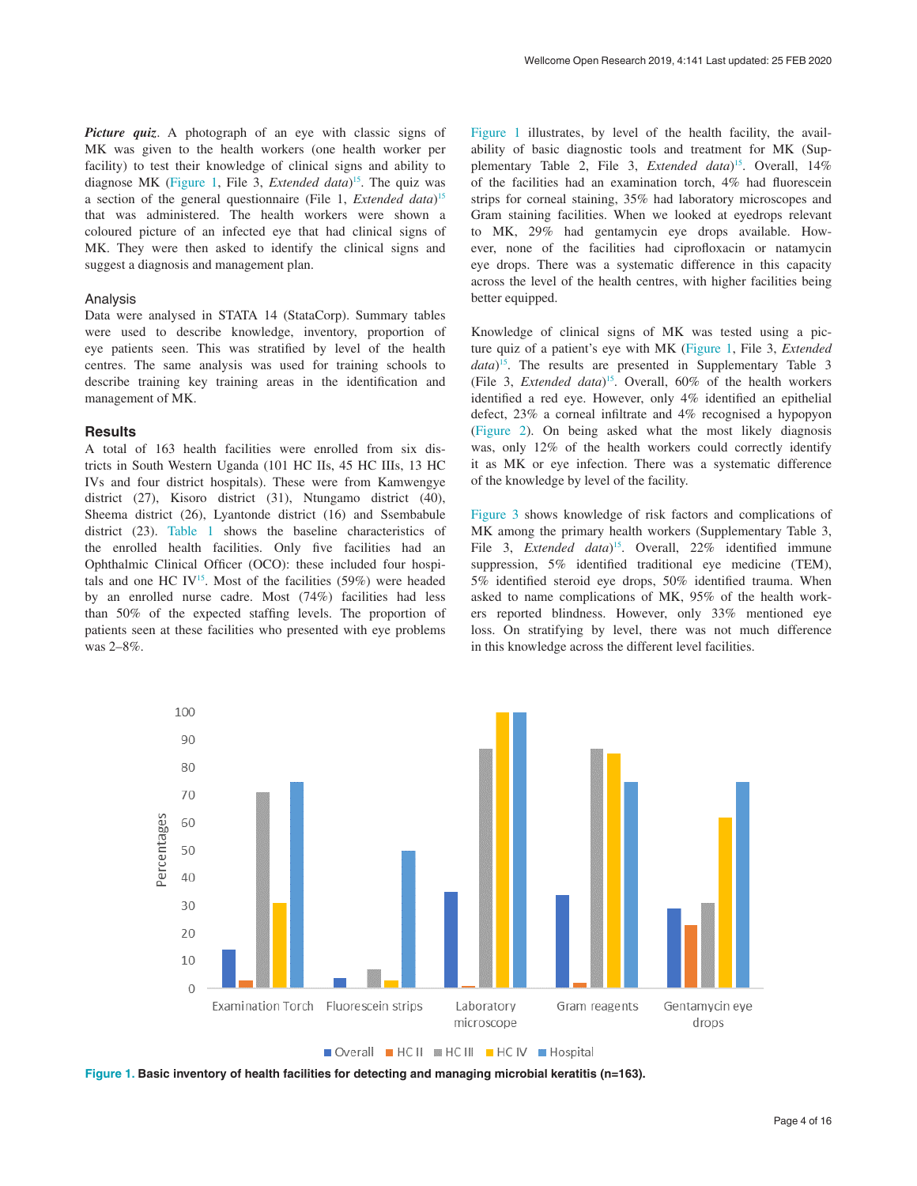***Picture quiz***. A photograph of an eye with classic signs of MK was given to the health workers (one health worker per facility) to test their knowledge of clinical signs and ability to diagnose MK (Figure 1, File 3, *Extended data*)[15]. The quiz was a section of the general questionnaire (File 1, *Extended data*)[15] that was administered. The health workers were shown a coloured picture of an infected eye that had clinical signs of MK. They were then asked to identify the clinical signs and suggest a diagnosis and management plan.

### Analysis

Data were analysed in STATA 14 (StataCorp). Summary tables were used to describe knowledge, inventory, proportion of eye patients seen. This was stratified by level of the health centres. The same analysis was used for training schools to describe training key training areas in the identification and management of MK.

## Results

A total of 163 health facilities were enrolled from six districts in South Western Uganda (101 HC IIs, 45 HC IIIs, 13 HC IVs and four district hospitals). These were from Kamwengye district (27), Kisoro district (31), Ntungamo district (40), Sheema district (26), Lyantonde district (16) and Ssembabule district (23). Table 1 shows the baseline characteristics of the enrolled health facilities. Only five facilities had an Ophthalmic Clinical Officer (OCO): these included four hospitals and one HC IV[15]. Most of the facilities (59%) were headed by an enrolled nurse cadre. Most (74%) facilities had less than 50% of the expected staffing levels. The proportion of patients seen at these facilities who presented with eye problems was 2–8%.

Figure 1 illustrates, by level of the health facility, the availability of basic diagnostic tools and treatment for MK (Supplementary Table 2, File 3, *Extended data*)[15]. Overall, 14% of the facilities had an examination torch, 4% had fluorescein strips for corneal staining, 35% had laboratory microscopes and Gram staining facilities. When we looked at eyedrops relevant to MK, 29% had gentamycin eye drops available. However, only 5% identified steroid... 

However, none of the facilities had ciprofloxacin or natamycin eye drops. There was a systematic difference in this capacity across the level of the health centres, with higher facilities being better equipped.

Knowledge of clinical signs of MK was tested using a picture quiz of a patient's eye with MK (Figure 1, File 3, *Extended data*)[15]. The results are presented in Supplementary Table 3 (File 3, *Extended data*)[15]. Overall, 60% of the health workers identified a red eye. However, only 4% identified an epithelial defect, 23% a corneal infiltrate and 4% recognised a hypopyon (Figure 2). On being asked what the most likely diagnosis was, only 12% of the health workers could correctly identify it as MK or eye infection. There was a systematic difference of the knowledge by level of the facility.

Figure 3 shows knowledge of risk factors and complications of MK among the primary health workers (Supplementary Table 3, File 3, *Extended data*)[15]. Overall, 22% identified immune suppression, 5% identified traditional eye medicine (TEM), 5% identified steroid eye drops, 50% identified trauma. When asked to name complications of MK, 95% of the health workers reported blindness. However, only 33% mentioned eye loss. On stratifying by level, there was not much difference in this knowledge across the different level facilities.

**Figure 1. Basic inventory of health facilities for detecting and managing microbial keratitis (n=163).**

***Picture quiz***. A photograph of an eye with classic signs of MK was given to the health workers (one health worker per facility) to test their knowledge of clinical signs and ability to diagnose MK (Figure 1, File 3, *Extended data*)[15]. The quiz was a section of the general questionnaire (File 1, *Extended data*)[15] that was administered. The health workers were shown a coloured picture of an infected eye that had clinical signs of MK. They were then asked to identify the clinical signs and suggest a diagnosis and management plan.

### Analysis

Data were analysed in STATA 14 (StataCorp). Summary tables were used to describe knowledge, inventory, proportion of eye patients seen. This was stratified by level of the health centres. The same analysis was used for training schools to describe training key training areas in the identification and management of MK.

## Results

A total of 163 health facilities were enrolled from six districts in South Western Uganda (101 HC IIs, 45 HC IIIs, 13 HC IVs and four district hospitals). These were from Kamwengye district (27), Kisoro district (31), Ntungamo district (40), Sheema district (26), Lyantonde district (16) and Ssembabule district (23). Table 1 shows the baseline characteristics of the enrolled health facilities. Only five facilities had an Ophthalmic Clinical Officer (OCO): these included four hospitals and one HC IV[15]. Most of the facilities (59%) were headed by an enrolled nurse cadre. Most (74%) facilities had less than 50% of the expected staffing levels. The proportion of patients seen at these facilities who presented with eye problems was 2–8%.

Figure 1 illustrates, by level of the health facility, the availability of basic diagnostic tools and treatment for MK (Supplementary Table 2, File 3, *Extended data*)[15]. Overall, 14% of the facilities had an examination torch, 4% had fluorescein strips for corneal staining, 35% had laboratory microscopes and Gram staining facilities. When we looked at eyedrops relevant to MK, 29% had gentamycin eye drops available. However, none of the facilities had ciprofloxacin or natamycin eye drops. There was a systematic difference in this capacity across the level of the health centres, with higher facilities being better equipped.

Knowledge of clinical signs of MK was tested using a picture quiz of a patient's eye with MK (Figure 1, File 3, *Extended data*)[15]. The results are presented in Supplementary Table 3 (File 3, *Extended data*)[15]. Overall, 60% of the health workers identified a red eye. However, only 4% identified an epithelial defect, 23% a corneal infiltrate and 4% recognised a hypopyon (Figure 2). On being asked what the most likely diagnosis was, only 12% of the health workers could correctly identify it as MK or eye infection. There was a systematic difference of the knowledge by level of the facility.

Figure 3 shows knowledge of risk factors and complications of MK among the primary health workers (Supplementary Table 3, File 3, *Extended data*)[15]. Overall, 22% identified immune suppression, 5% identified traditional eye medicine (TEM), 5% identified steroid eye drops, 50% identified trauma. When asked to name complications of MK, 95% of the health workers reported blindness. However, only 33% mentioned eye loss. On stratifying by level, there was not much difference in this knowledge across the different level facilities.

**Figure 1. Basic inventory of health facilities for detecting and managing microbial keratitis (n=163).**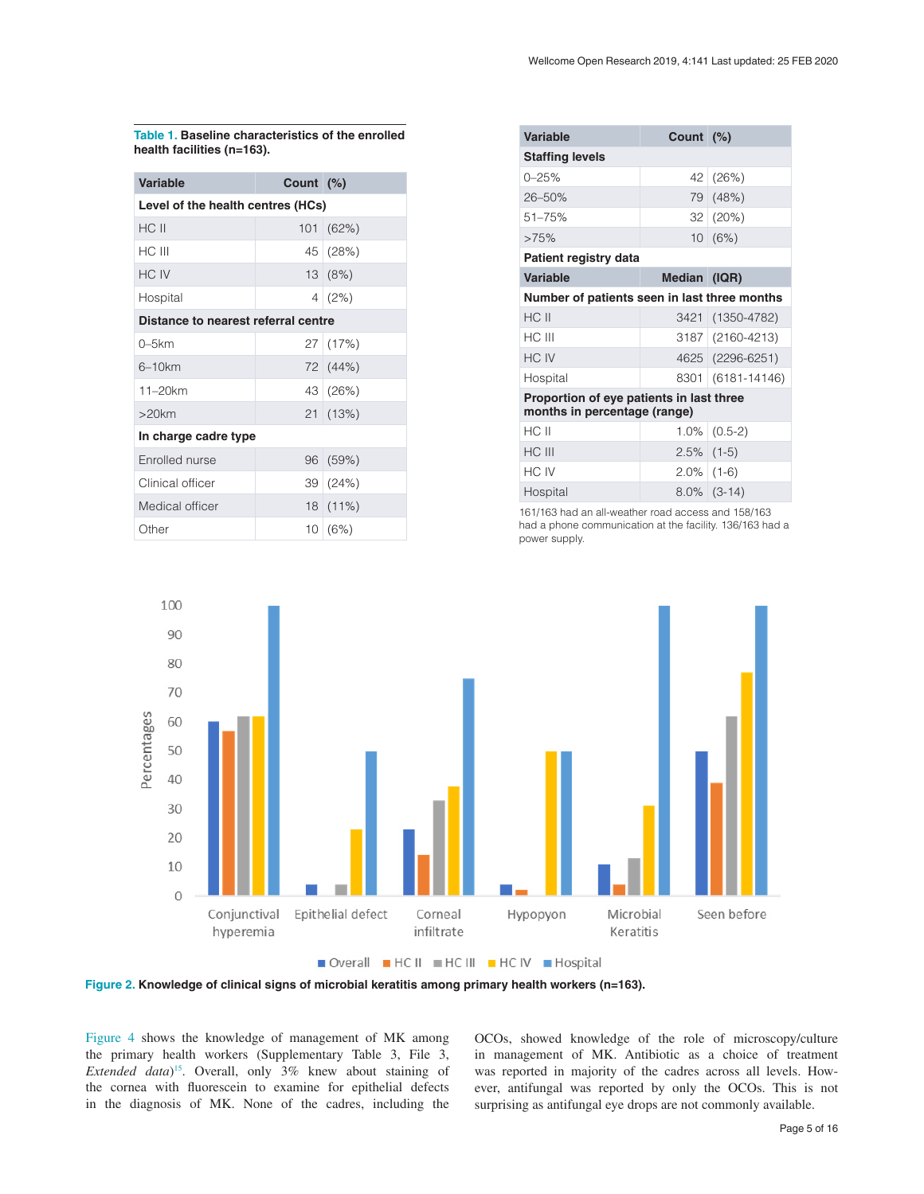**Table 1. Baseline characteristics of the enrolled health facilities (n=163).**

| Variable | Count | (%) |
|---|---|---|
| **Level of the health centres (HCs)** | | |
| HC II | 101 | (62%) |
| HC III | 45 | (28%) |
| HC IV | 13 | (8%) |
| Hospital | 4 | (2%) |
| **Distance to nearest referral centre** | | |
| 0–5km | 27 | (17%) |
| 6–10km | 72 | (44%) |
| 11–20km | 43 | (26%) |
| >20km | 21 | (13%) |
| **In charge cadre type** | | |
| Enrolled nurse | 96 | (59%) |
| Clinical officer | 39 | (24%) |
| Medical officer | 18 | (11%) |
| Other | 10 | (6%) |
| **Staffing levels** | | |
| 0–25% | 42 | (26%) |
| 26–50% | 79 | (48%) |
| 51–75% | 32 | (20%) |
| >75% | 10 | (6%) |
| **Patient registry data** | | |
| **Variable** | **Median** | **(IQR)** |
| **Number of patients seen in last three months** | | |
| HC II | 3421 | (1350-4782) |
| HC III | 3187 | (2160-4213) |
| HC IV | 4625 | (2296-6251) |
| Hospital | 8301 | (6181-14146) |
| **Proportion of eye patients in last three months in percentage (range)** | | |
| HC II | 1.0% | (0.5-2) |
| HC III | 2.5% | (1-5) |
| HC IV | 2.0% | (1-6) |
| Hospital | 8.0% | (3-14) |

161/163 had an all-weather road access and 158/163 had a phone communication at the facility. 136/163 had a power supply.

**Figure 2. Knowledge of clinical signs of microbial keratitis among primary health workers (n=163).**

Figure 4 shows the knowledge of management of MK among the primary health workers (Supplementary Table 3, File 3, *Extended data*)[15]. Overall, only 3% knew about staining of the cornea with fluorescein to examine for epithelial defects in the diagnosis of MK. None of the cadres, including the OCOs, showed knowledge of the role of microscopy/culture in management of MK. Antibiotic as a choice of treatment was reported in majority of the cadres across all levels. However, antifungal was reported by only the OCOs. This is not surprising as antifungal eye drops are not commonly available.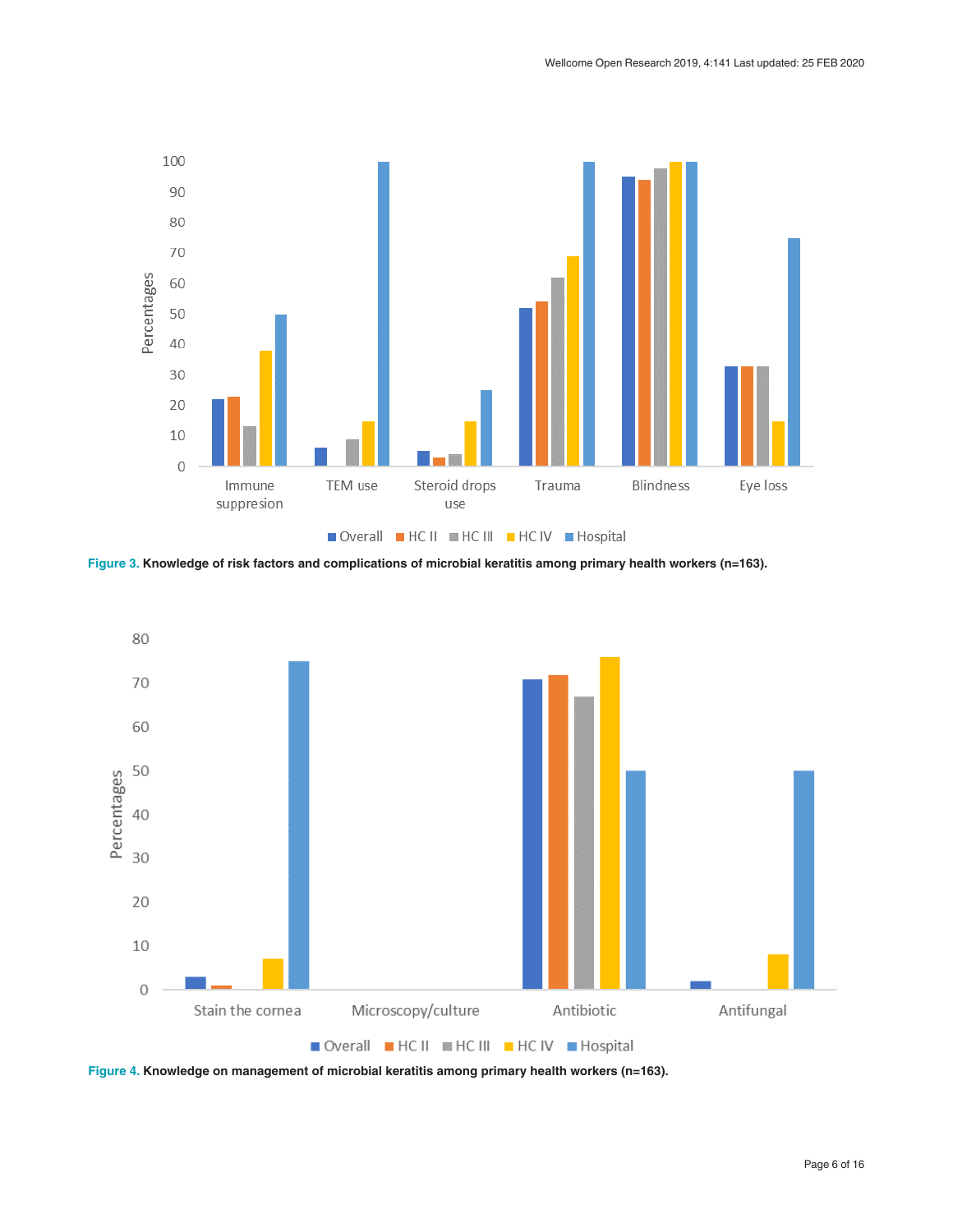Figure 3. Knowledge of risk factors and complications of microbial keratitis among primary health workers (n=163).

Figure 4. Knowledge on management of microbial keratitis among primary health workers (n=163).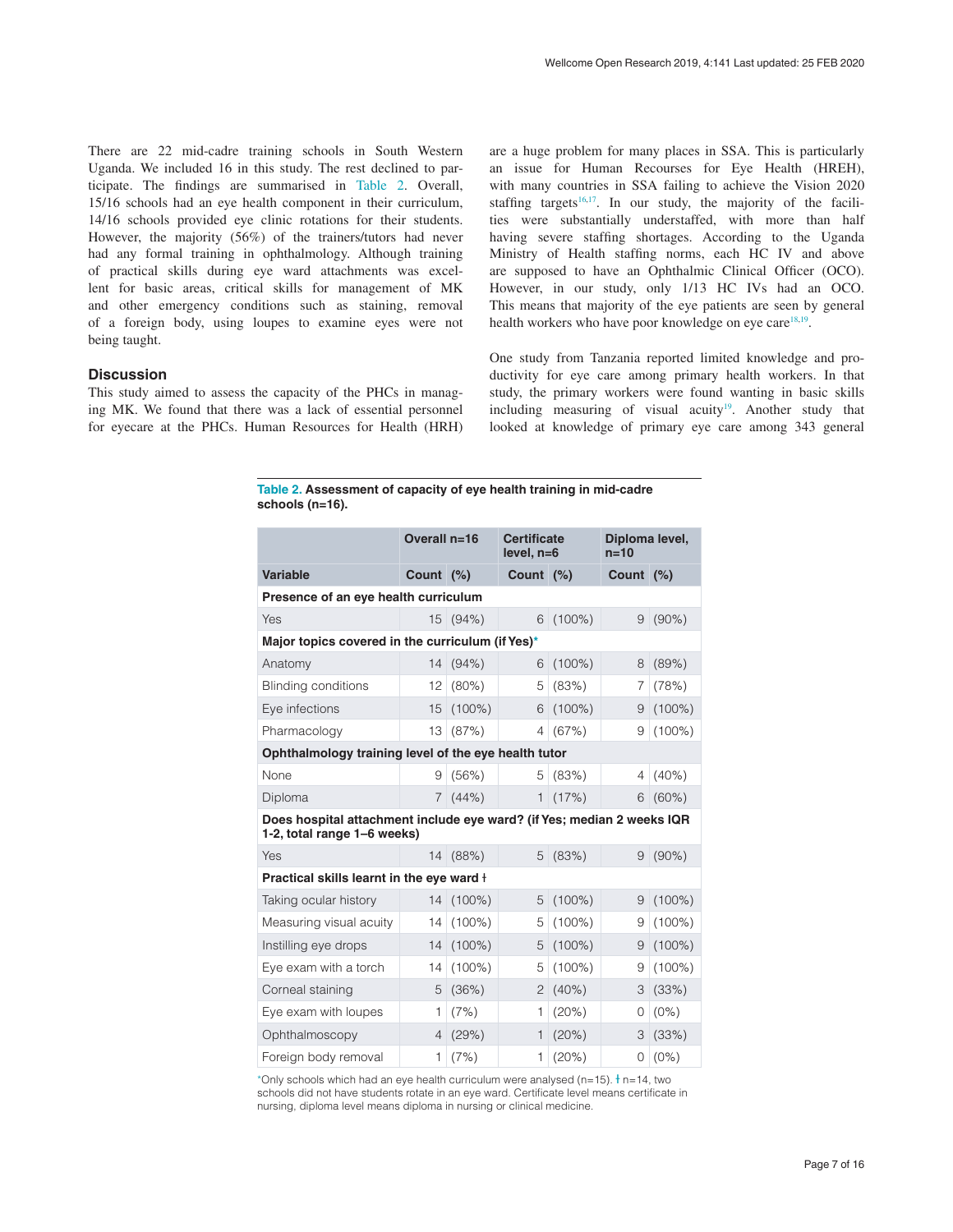There are 22 mid-cadre training schools in South Western Uganda. We included 16 in this study. The rest declined to participate. The findings are summarised in Table 2. Overall, 15/16 schools had an eye health component in their curriculum, 14/16 schools provided eye clinic rotations for their students. However, the majority (56%) of the trainers/tutors had never had any formal training in ophthalmology. Although training of practical skills during eye ward attachments was excellent for basic areas, critical skills for management of MK and other emergency conditions such as staining, removal of a foreign body, using loupes to examine eyes were not being taught.

## Discussion

This study aimed to assess the capacity of the PHCs in managing MK. We found that there was a lack of essential personnel for eyecare at the PHCs. Human Resources for Health (HRH) are a huge problem for many places in SSA. This is particularly an issue for Human Recourses for Eye Health (HREH), with many countries in SSA failing to achieve the Vision 2020 staffing targets[16,17]. In our study, the majority of the facilities were substantially understaffed, with more than half having severe staffing shortages. According to the Uganda Ministry of Health staffing norms, each HC IV and above are supposed to have an Ophthalmic Clinical Officer (OCO). However, in our study, only 1/13 HC IVs had an OCO. This means that majority of the eye patients are seen by general health workers who have poor knowledge on eye care[18,19].

One study from Tanzania reported limited knowledge and productivity for eye care among primary health workers. In that study, the primary workers were found wanting in basic skills including measuring of visual acuity[19]. Another study that looked at knowledge of primary eye care among 343 general

**Table 2. Assessment of capacity of eye health training in mid-cadre schools (n=16).**

| | Overall n=16 | | Certificate level, n=6 | | Diploma level, n=10 | |
|---|---|---|---|---|---|---|
| **Variable** | **Count** | **(%)** | **Count** | **(%)** | **Count** | **(%)** |
| **Presence of an eye health curriculum** | | | | | | |
| Yes | 15 | (94%) | 6 | (100%) | 9 | (90%) |
| **Major topics covered in the curriculum (if Yes)*** | | | | | | |
| Anatomy | 14 | (94%) | 6 | (100%) | 8 | (89%) |
| Blinding conditions | 12 | (80%) | 5 | (83%) | 7 | (78%) |
| Eye infections | 15 | (100%) | 6 | (100%) | 9 | (100%) |
| Pharmacology | 13 | (87%) | 4 | (67%) | 9 | (100%) |
| **Ophthalmology training level of the eye health tutor** | | | | | | |
| None | 9 | (56%) | 5 | (83%) | 4 | (40%) |
| Diploma | 7 | (44%) | 1 | (17%) | 6 | (60%) |
| **Does hospital attachment include eye ward? (if Yes; median 2 weeks IQR 1-2, total range 1–6 weeks)** | | | | | | |
| Yes | 14 | (88%) | 5 | (83%) | 9 | (90%) |
| **Practical skills learnt in the eye ward ǂ** | | | | | | |
| Taking ocular history | 14 | (100%) | 5 | (100%) | 9 | (100%) |
| Measuring visual acuity | 14 | (100%) | 5 | (100%) | 9 | (100%) |
| Instilling eye drops | 14 | (100%) | 5 | (100%) | 9 | (100%) |
| Eye exam with a torch | 14 | (100%) | 5 | (100%) | 9 | (100%) |
| Corneal staining | 5 | (36%) | 2 | (40%) | 3 | (33%) |
| Eye exam with loupes | 1 | (7%) | 1 | (20%) | 0 | (0%) |
| Ophthalmoscopy | 4 | (29%) | 1 | (20%) | 3 | (33%) |
| Foreign body removal | 1 | (7%) | 1 | (20%) | 0 | (0%) |

*Only schools which had an eye health curriculum were analysed (n=15). ǂ n=14, two schools did not have students rotate in an eye ward. Certificate level means certificate in nursing, diploma level means diploma in nursing or clinical medicine.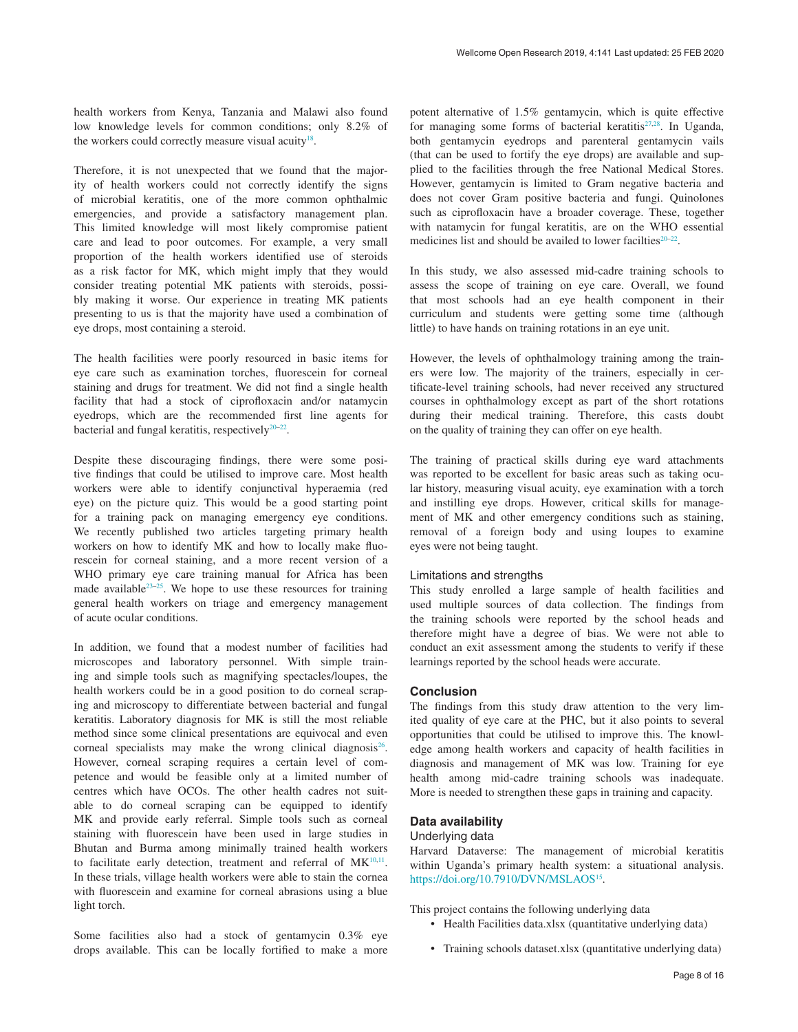health workers from Kenya, Tanzania and Malawi also found low knowledge levels for common conditions; only 8.2% of the workers could correctly measure visual acuity[18].

Therefore, it is not unexpected that we found that the majority of health workers could not correctly identify the signs of microbial keratitis, one of the more common ophthalmic emergencies, and provide a satisfactory management plan. This limited knowledge will most likely compromise patient care and lead to poor outcomes. For example, a very small proportion of the health workers identified use of steroids as a risk factor for MK, which might imply that they would consider treating potential MK patients with steroids, possibly making it worse. Our experience in treating MK patients presenting to us is that the majority have used a combination of eye drops, most containing a steroid.

The health facilities were poorly resourced in basic items for eye care such as examination torches, fluorescein for corneal staining and drugs for treatment. We did not find a single health facility that had a stock of ciprofloxacin and/or natamycin eyedrops, which are the recommended first line agents for bacterial and fungal keratitis, respectively[20–22].

Despite these discouraging findings, there were some positive findings that could be utilised to improve care. Most health workers were able to identify conjunctival hyperaemia (red eye) on the picture quiz. This would be a good starting point for a training pack on managing emergency eye conditions. We recently published two articles targeting primary health workers on how to identify MK and how to locally make fluorescein for corneal staining, and a more recent version of a WHO primary eye care training manual for Africa has been made available[23–25]. We hope to use these resources for training general health workers on triage and emergency management of acute ocular conditions.

In addition, we found that a modest number of facilities had microscopes and laboratory personnel. With simple training and simple tools such as magnifying spectacles/loupes, the health workers could be in a good position to do corneal scraping and microscopy to differentiate between bacterial and fungal keratitis. Laboratory diagnosis for MK is still the most reliable method since some clinical presentations are equivocal and even corneal specialists may make the wrong clinical diagnosis[26]. However, corneal scraping requires a certain level of competence and would be feasible only at a limited number of centres which have OCOs. The other health cadres not suitable to do corneal scraping can be equipped to identify MK and provide early referral. Simple tools such as corneal staining with fluorescein have been used in large studies in Bhutan and Burma among minimally trained health workers to facilitate early detection, treatment and referral of MK[10,11]. In these trials, village health workers were able to stain the cornea with fluorescein and examine for corneal abrasions using a blue light torch.

Some facilities also had a stock of gentamycin 0.3% eye drops available. This can be locally fortified to make a more potent alternative of 1.5% gentamycin, which is quite effective for managing some forms of bacterial keratitis[27,28]. In Uganda, both gentamycin eyedrops and parenteral gentamycin vails (that can be used to fortify the eye drops) are available and supplied to the facilities through the free National Medical Stores. However, gentamycin is limited to Gram negative bacteria and does not cover Gram positive bacteria and fungi. Quinolones such as ciprofloxacin have a broader coverage. These, together with natamycin for fungal keratitis, are on the WHO essential medicines list and should be availed to lower facilties[20–22].

In this study, we also assessed mid-cadre training schools to assess the scope of training on eye care. Overall, we found that most schools had an eye health component in their curriculum and students were getting some time (although little) to have hands on training rotations in an eye unit.

However, the levels of ophthalmology training among the trainers were low. The majority of the trainers, especially in certificate-level training schools, had never received any structured courses in ophthalmology except as part of the short rotations during their medical training. Therefore, this casts doubt on the quality of training they can offer on eye health.

The training of practical skills during eye ward attachments was reported to be excellent for basic areas such as taking ocular history, measuring visual acuity, eye examination with a torch and instilling eye drops. However, critical skills for management of MK and other emergency conditions such as staining, removal of a foreign body and using loupes to examine eyes were not being taught.

### Limitations and strengths

This study enrolled a large sample of health facilities and used multiple sources of data collection. The findings from the training schools were reported by the school heads and therefore might have a degree of bias. We were not able to conduct an exit assessment among the students to verify if these learnings reported by the school heads were accurate.

## Conclusion

The findings from this study draw attention to the very limited quality of eye care at the PHC, but it also points to several opportunities that could be utilised to improve this. The knowledge among health workers and capacity of health facilities in diagnosis and management of MK was low. Training for eye health among mid-cadre training schools was inadequate. More is needed to strengthen these gaps in training and capacity.

## Data availability

### Underlying data

Harvard Dataverse: The management of microbial keratitis within Uganda's primary health system: a situational analysis. https://doi.org/10.7910/DVN/MSLAOS[15].

This project contains the following underlying data

- Health Facilities data.xlsx (quantitative underlying data)
- Training schools dataset.xlsx (quantitative underlying data)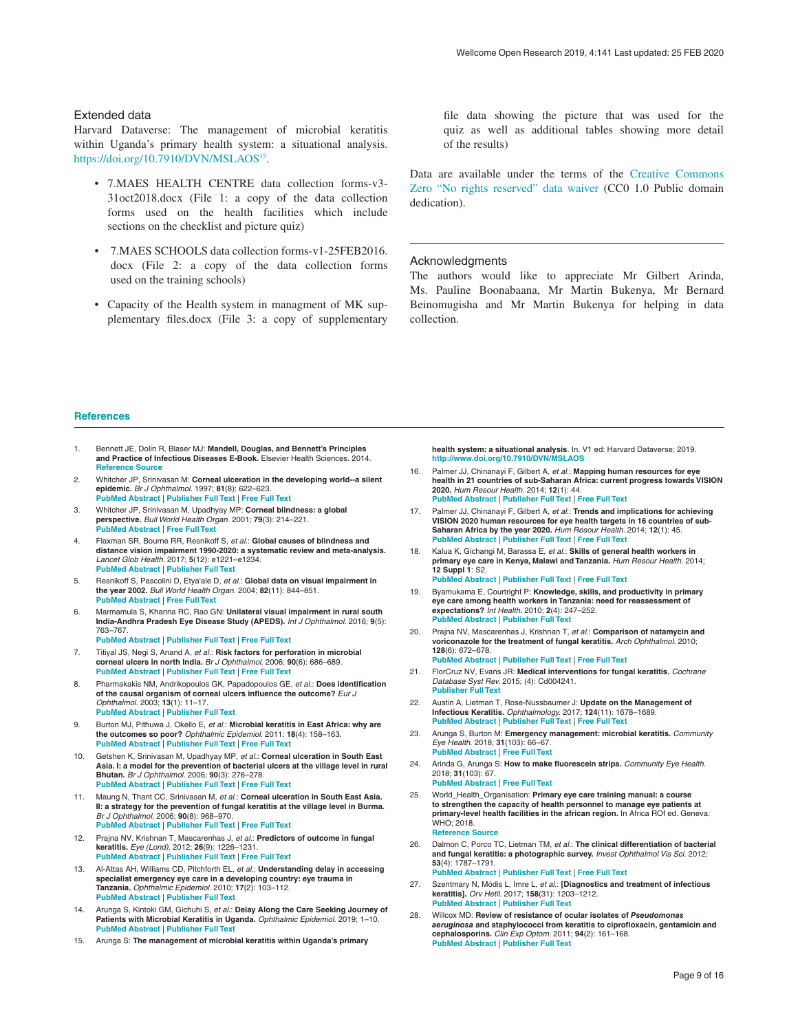## Extended data

Harvard Dataverse: The management of microbial keratitis within Uganda's primary health system: a situational analysis. https://doi.org/10.7910/DVN/MSLAOS[15].

- 7.MAES HEALTH CENTRE data collection forms-v3-31oct2018.docx (File 1: a copy of the data collection forms used on the health facilities which include sections on the checklist and picture quiz)
- 7.MAES SCHOOLS data collection forms-v1-25FEB2016.docx (File 2: a copy of the data collection forms used on the training schools)
- Capacity of the Health system in managment of MK supplementary files.docx (File 3: a copy of supplementary file data showing the picture that was used for the quiz as well as additional tables showing more detail of the results)

Data are available under the terms of the Creative Commons Zero "No rights reserved" data waiver (CC0 1.0 Public domain dedication).

## Acknowledgments

The authors would like to appreciate Mr Gilbert Arinda, Ms. Pauline Boonabaana, Mr Martin Bukenya, Mr Bernard Beinomugisha and Mr Martin Bukenya for helping in data collection.

## References

1. Bennett JE, Dolin R, Blaser MJ: **Mandell, Douglas, and Bennett's Principles and Practice of Infectious Diseases E-Book.** Elsevier Health Sciences. 2014. Reference Source
2. Whitcher JP, Srinivasan M: **Corneal ulceration in the developing world--a silent epidemic.** *Br J Ophthalmol.* 1997; **81**(8): 622–623. PubMed Abstract | Publisher Full Text | Free Full Text
3. Whitcher JP, Srinivasan M, Upadhyay MP: **Corneal blindness: a global perspective.** *Bull World Health Organ.* 2001; **79**(3): 214–221. PubMed Abstract | Free Full Text
4. Flaxman SR, Bourne RR, Resnikoff S, *et al.*: **Global causes of blindness and distance vision impairment 1990-2020: a systematic review and meta-analysis.** *Lancet Glob Health.* 2017; **5**(12): e1221–e1234. PubMed Abstract | Publisher Full Text
5. Resnikoff S, Pascolini D, Etya'ale D, *et al.*: **Global data on visual impairment in the year 2002.** *Bull World Health Organ.* 2004; **82**(11): 844–851. PubMed Abstract | Free Full Text
6. Marmamula S, Khanna RC, Rao GN: **Unilateral visual impairment in rural south India-Andhra Pradesh Eye Disease Study (APEDS).** *Int J Ophthalmol.* 2016; **9**(5): 763–767. PubMed Abstract | Publisher Full Text | Free Full Text
7. Tityal JS, Negi S, Anand A, *et al.*: **Risk factors for perforation in microbial corneal ulcers in north India.** *Br J Ophthalmol.* 2006; **90**(6): 686–689. PubMed Abstract | Publisher Full Text | Free Full Text
8. Pharmakakis NM, Andrikopoulos GK, Papadopoulos GE, *et al.*: **Does identification of the causal organism of corneal ulcers influence the outcome?** *Eur J Ophthalmol.* 2003; **13**(1): 11–17. PubMed Abstract | Publisher Full Text
9. Burton MJ, Pithuwa J, Okello E, *et al.*: **Microbial keratitis in East Africa: why are the outcomes so poor?** *Ophthalmic Epidemiol.* 2011; **18**(4): 158–163. PubMed Abstract | Publisher Full Text | Free Full Text
10. Getshen K, Srinivasan M, Upadhyay MP, *et al.*: **Corneal ulceration in South East Asia. I: a model for the prevention of bacterial ulcers at the village level in rural Bhutan.** *Br J Ophthalmol.* 2006; **90**(3): 276–278. PubMed Abstract | Publisher Full Text | Free Full Text
11. Maung N, Thant CC, Srinivasan M, *et al.*: **Corneal ulceration in South East Asia. II: a strategy for the prevention of fungal keratitis at the village level in Burma.** *Br J Ophthalmol.* 2006; **90**(8): 968–970. PubMed Abstract | Publisher Full Text | Free Full Text
12. Prajna NV, Krishnan T, Mascarenhas J, *et al.*: **Predictors of outcome in fungal keratitis.** *Eye (Lond).* 2012; **26**(9): 1226–1231. PubMed Abstract | Publisher Full Text | Free Full Text
13. Al-Attas AH, Williams CD, Pitchforth EL, *et al.*: **Understanding delay in accessing specialist emergency eye care in a developing country: eye trauma in Tanzania.** *Ophthalmic Epidemiol.* 2010; **17**(2): 103–112. PubMed Abstract | Publisher Full Text
14. Arunga S, Kintoki GM, Gichuhi S, *et al.*: **Delay Along the Care Seeking Journey of Patients with Microbial Keratitis in Uganda.** *Ophthalmic Epidemiol.* 2019; 1–10. PubMed Abstract | Publisher Full Text
15. Arunga S: **The management of microbial keratitis within Uganda's primary health system: a situational analysis**. In. V1 ed: Harvard Dataverse; 2019. http://www.doi.org/10.7910/DVN/MSLAOS
16. Palmer JJ, Chinanayi F, Gilbert A, *et al.*: **Mapping human resources for eye health in 21 countries of sub-Saharan Africa: current progress towards VISION 2020.** *Hum Resour Health.* 2014; **12**(1): 44. PubMed Abstract | Publisher Full Text | Free Full Text
17. Palmer JJ, Chinanayi F, Gilbert A, *et al.*: **Trends and implications for achieving VISION 2020 human resources for eye health targets in 16 countries of sub-Saharan Africa by the year 2020.** *Hum Resour Health.* 2014; **12**(1): 45. PubMed Abstract | Publisher Full Text | Free Full Text
18. Kalua K, Gichangi M, Barassa E, *et al.*: **Skills of general health workers in primary eye care in Kenya, Malawi and Tanzania.** *Hum Resour Health.* 2014; **12 Suppl 1**: S2. PubMed Abstract | Publisher Full Text | Free Full Text
19. Byamukama E, Courtright P: **Knowledge, skills, and productivity in primary eye care among health workers in Tanzania: need for reassessment of expectations?** *Int Health.* 2010; **2**(4): 247–252. PubMed Abstract | Publisher Full Text
20. Prajna NV, Mascarenhas J, Krishnan T, *et al.*: **Comparison of natamycin and voriconazole for the treatment of fungal keratitis.** *Arch Ophthalmol.* 2010; **128**(6): 672–678. PubMed Abstract | Publisher Full Text | Free Full Text
21. FlorCruz NV, Evans JR: **Medical interventions for fungal keratitis.** *Cochrane Database Syst Rev.* 2015; (4): Cd004241. Publisher Full Text
22. Austin A, Lietman T, Rose-Nussbaumer J: **Update on the Management of Infectious Keratitis.** *Ophthalmology.* 2017; **124**(11): 1678–1689. PubMed Abstract | Publisher Full Text | Free Full Text
23. Arunga S, Burton M: **Emergency management: microbial keratitis.** *Community Eye Health.* 2018; **31**(103): 66–67. PubMed Abstract | Free Full Text
24. Arinda G, Arunga S: **How to make fluorescein strips.** *Community Eye Health.* 2018; **31**(103): 67. PubMed Abstract | Free Full Text
25. World_Health_Organisation: **Primary eye care training manual: a course to strengthen the capacity of health personnel to manage eye patients at primary-level health facilities in the african region.** In Africa ROf ed. Geneva: WHO; 2018. Reference Source
26. Dalmon C, Porco TC, Lietman TM, *et al.*: **The clinical differentiation of bacterial and fungal keratitis: a photographic survey.** *Invest Ophthalmol Vis Sci.* 2012; **53**(4): 1787–1791. PubMed Abstract | Publisher Full Text | Free Full Text
27. Szentmary N, Módis L, Imre L, *et al.*: **[Diagnostics and treatment of infectious keratitis].** *Orv Hetil.* 2017; **158**(31): 1203–1212. PubMed Abstract | Publisher Full Text
28. Willcox MD: **Review of resistance of ocular isolates of *Pseudomonas aeruginosa* and staphylococci from keratitis to ciprofloxacin, gentamicin and cephalosporins.** *Clin Exp Optom.* 2011; **94**(2): 161–168. PubMed Abstract | Publisher Full Text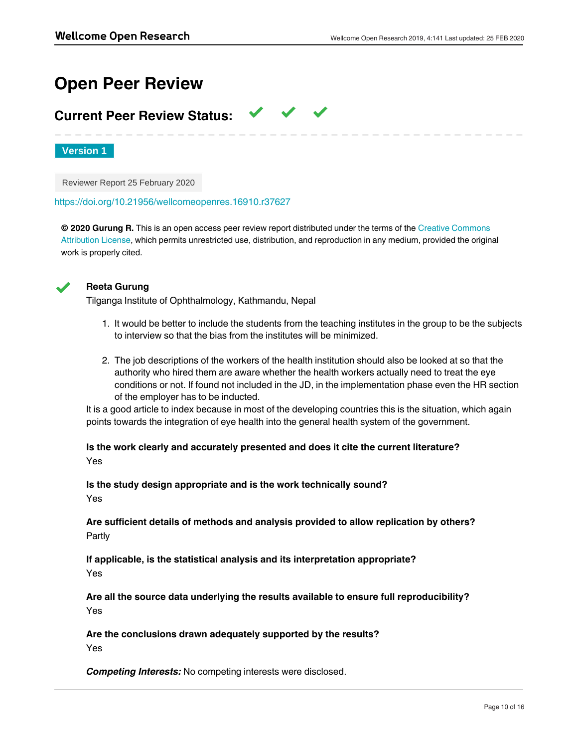# Open Peer Review

## Current Peer Review Status: ✔ ✔ ✔

**Version 1**

Reviewer Report 25 February 2020

https://doi.org/10.21956/wellcomeopenres.16910.r37627

**© 2020 Gurung R.** This is an open access peer review report distributed under the terms of the Creative Commons Attribution License, which permits unrestricted use, distribution, and reproduction in any medium, provided the original work is properly cited.

✔ **Reeta Gurung**

Tilganga Institute of Ophthalmology, Kathmandu, Nepal

1. It would be better to include the students from the teaching institutes in the group to be the subjects to interview so that the bias from the institutes will be minimized.

2. The job descriptions of the workers of the health institution should also be looked at so that the authority who hired them are aware whether the health workers actually need to treat the eye conditions or not. If found not included in the JD, in the implementation phase even the HR section of the employer has to be inducted.

It is a good article to index because in most of the developing countries this is the situation, which again points towards the integration of eye health into the general health system of the government.

**Is the work clearly and accurately presented and does it cite the current literature?**

Yes

**Is the study design appropriate and is the work technically sound?**

Yes

**Are sufficient details of methods and analysis provided to allow replication by others?**

Partly

**If applicable, is the statistical analysis and its interpretation appropriate?**

Yes

**Are all the source data underlying the results available to ensure full reproducibility?**

Yes

**Are the conclusions drawn adequately supported by the results?**

Yes

***Competing Interests:*** No competing interests were disclosed.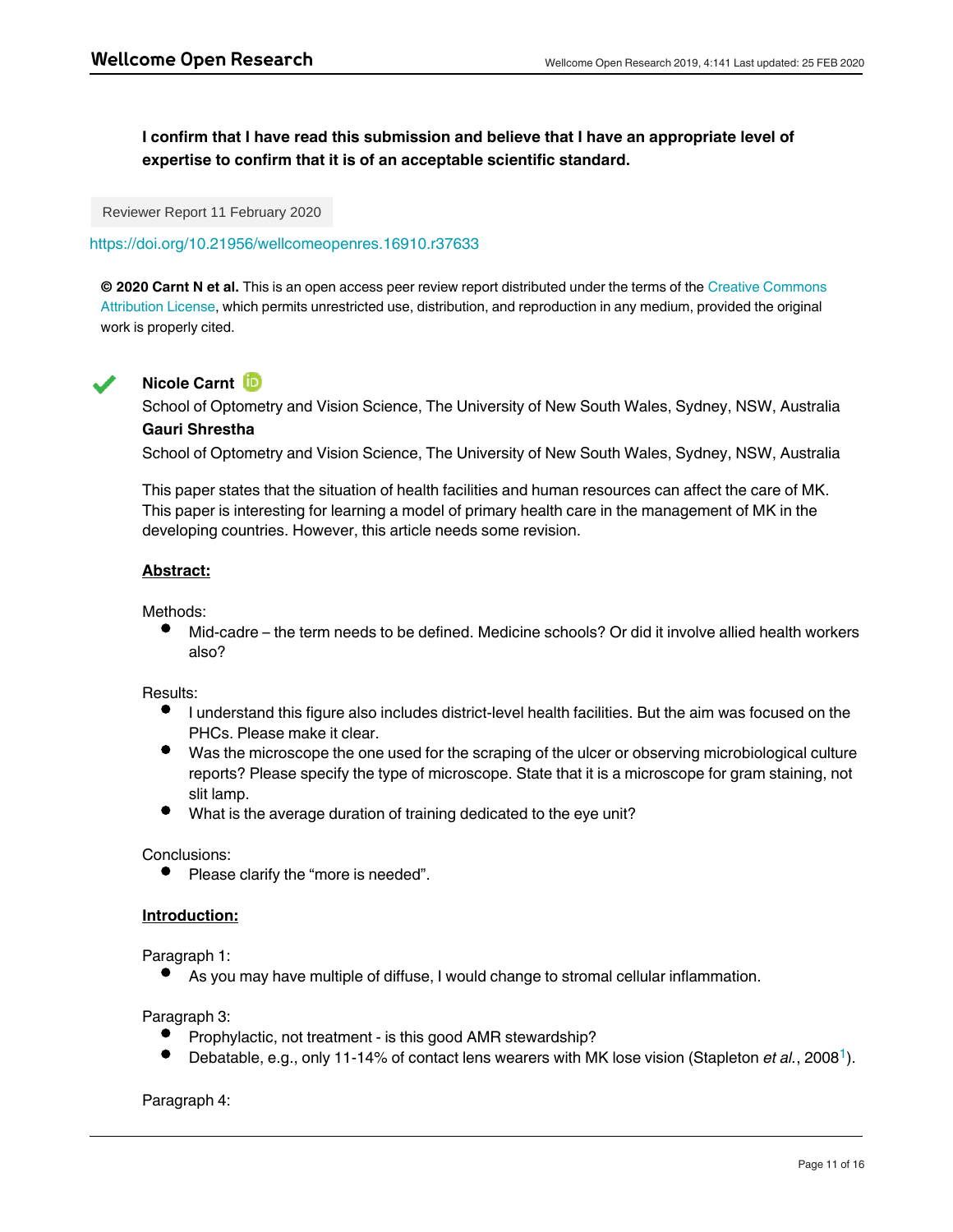**I confirm that I have read this submission and believe that I have an appropriate level of expertise to confirm that it is of an acceptable scientific standard.**

Reviewer Report 11 February 2020

https://doi.org/10.21956/wellcomeopenres.16910.r37633

**© 2020 Carnt N et al.** This is an open access peer review report distributed under the terms of the Creative Commons Attribution License, which permits unrestricted use, distribution, and reproduction in any medium, provided the original work is properly cited.

**Nicole Carnt**

School of Optometry and Vision Science, The University of New South Wales, Sydney, NSW, Australia

**Gauri Shrestha**

School of Optometry and Vision Science, The University of New South Wales, Sydney, NSW, Australia

This paper states that the situation of health facilities and human resources can affect the care of MK. This paper is interesting for learning a model of primary health care in the management of MK in the developing countries. However, this article needs some revision.

**Abstract:**

Methods:

- Mid-cadre – the term needs to be defined. Medicine schools? Or did it involve allied health workers also?

Results:

- I understand this figure also includes district-level health facilities. But the aim was focused on the PHCs. Please make it clear.
- Was the microscope the one used for the scraping of the ulcer or observing microbiological culture reports? Please specify the type of microscope. State that it is a microscope for gram staining, not slit lamp.
- What is the average duration of training dedicated to the eye unit?

Conclusions:

- Please clarify the "more is needed".

**Introduction:**

Paragraph 1:

- As you may have multiple of diffuse, I would change to stromal cellular inflammation.

Paragraph 3:

- Prophylactic, not treatment - is this good AMR stewardship?
- Debatable, e.g., only 11-14% of contact lens wearers with MK lose vision (Stapleton *et al.*, 2008[1]).

Paragraph 4: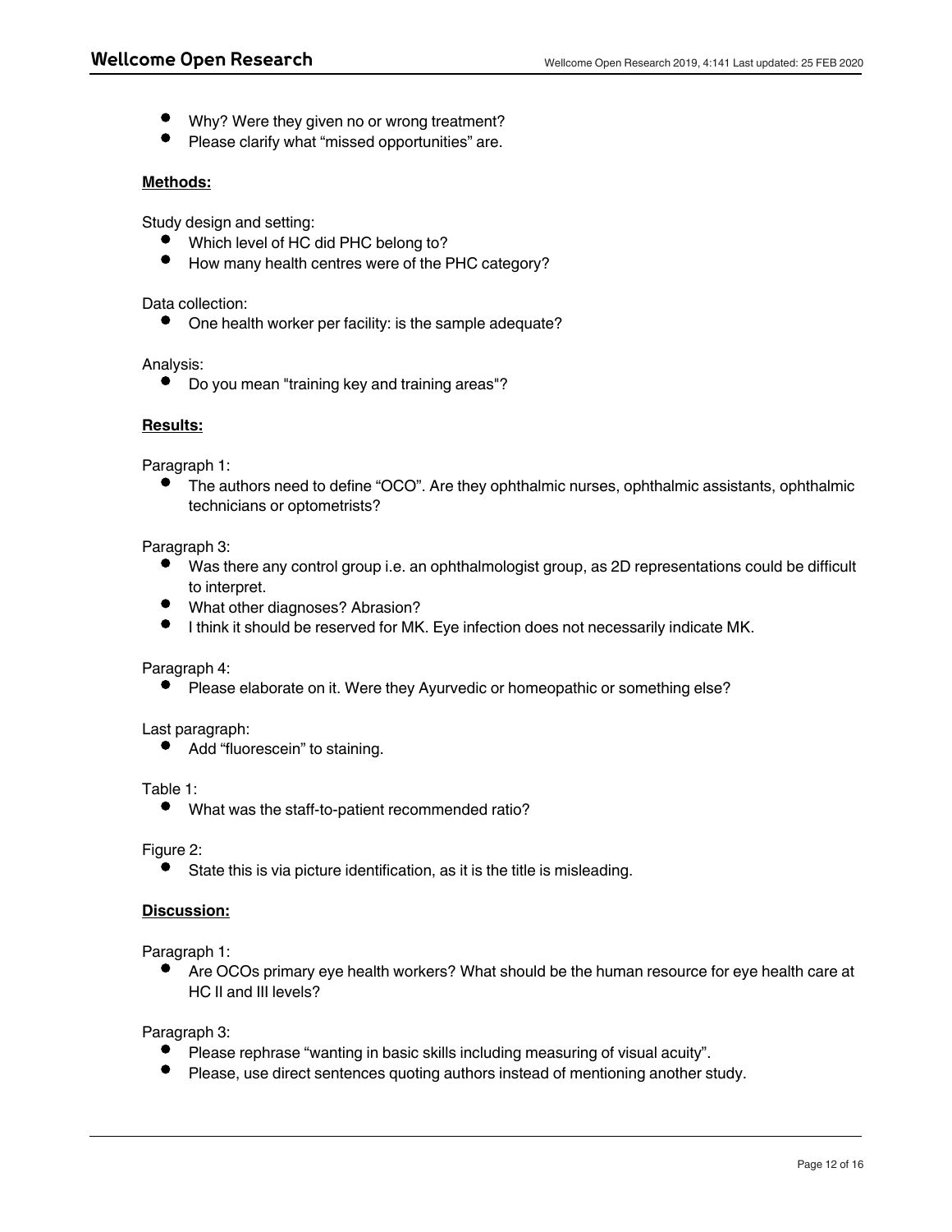- Why? Were they given no or wrong treatment?
- Please clarify what "missed opportunities" are.

**Methods:**

Study design and setting:

- Which level of HC did PHC belong to?
- How many health centres were of the PHC category?

Data collection:

- One health worker per facility: is the sample adequate?

Analysis:

- Do you mean "training key and training areas"?

**Results:**

Paragraph 1:

- The authors need to define "OCO". Are they ophthalmic nurses, ophthalmic assistants, ophthalmic technicians or optometrists?

Paragraph 3:

- Was there any control group i.e. an ophthalmologist group, as 2D representations could be difficult to interpret.
- What other diagnoses? Abrasion?
- I think it should be reserved for MK. Eye infection does not necessarily indicate MK.

Paragraph 4:

- Please elaborate on it. Were they Ayurvedic or homeopathic or something else?

Last paragraph:

- Add "fluorescein" to staining.

Table 1:

- What was the staff-to-patient recommended ratio?

Figure 2:

- State this is via picture identification, as it is the title is misleading.

**Discussion:**

Paragraph 1:

- Are OCOs primary eye health workers? What should be the human resource for eye health care at HC II and III levels?

Paragraph 3:

- Please rephrase "wanting in basic skills including measuring of visual acuity".
- Please, use direct sentences quoting authors instead of mentioning another study.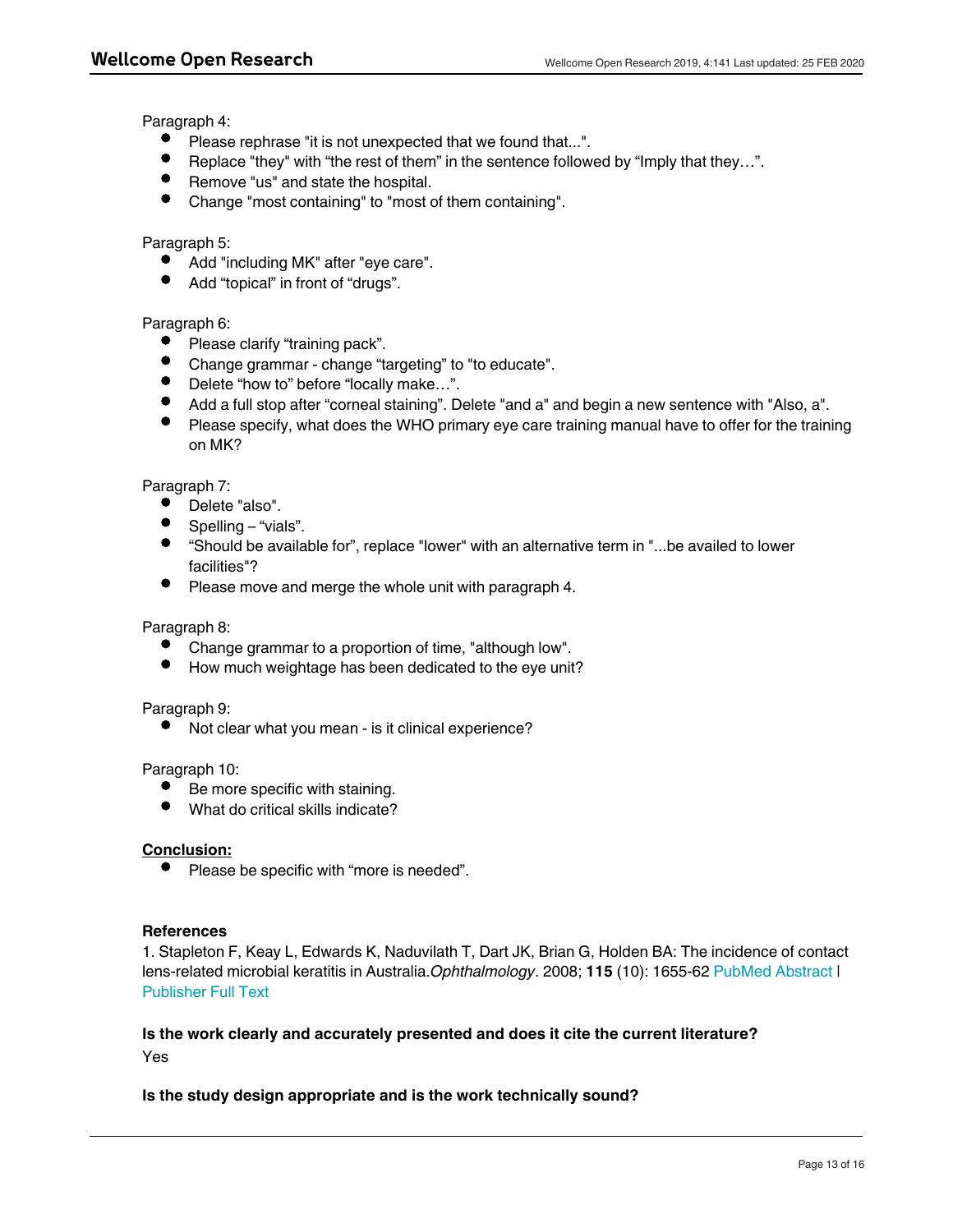Paragraph 4:

- Please rephrase "it is not unexpected that we found that...".
- Replace "they" with "the rest of them" in the sentence followed by "Imply that they…".
- Remove "us" and state the hospital.
- Change "most containing" to "most of them containing".

Paragraph 5:

- Add "including MK" after "eye care".
- Add "topical" in front of "drugs".

Paragraph 6:

- Please clarify "training pack".
- Change grammar - change "targeting" to "to educate".
- Delete "how to" before "locally make…".
- Add a full stop after "corneal staining". Delete "and a" and begin a new sentence with "Also, a".
- Please specify, what does the WHO primary eye care training manual have to offer for the training on MK?

Paragraph 7:

- Delete "also".
- Spelling – "vials".
- "Should be available for", replace "lower" with an alternative term in "...be availed to lower facilities"?
- Please move and merge the whole unit with paragraph 4.

Paragraph 8:

- Change grammar to a proportion of time, "although low".
- How much weightage has been dedicated to the eye unit?

Paragraph 9:

- Not clear what you mean - is it clinical experience?

Paragraph 10:

- Be more specific with staining.
- What do critical skills indicate?

**Conclusion:**

- Please be specific with "more is needed".

**References**

1. Stapleton F, Keay L, Edwards K, Naduvilath T, Dart JK, Brian G, Holden BA: The incidence of contact lens-related microbial keratitis in Australia. *Ophthalmology*. 2008; **115** (10): 1655-62 PubMed Abstract | Publisher Full Text

**Is the work clearly and accurately presented and does it cite the current literature?**

Yes

**Is the study design appropriate and is the work technically sound?**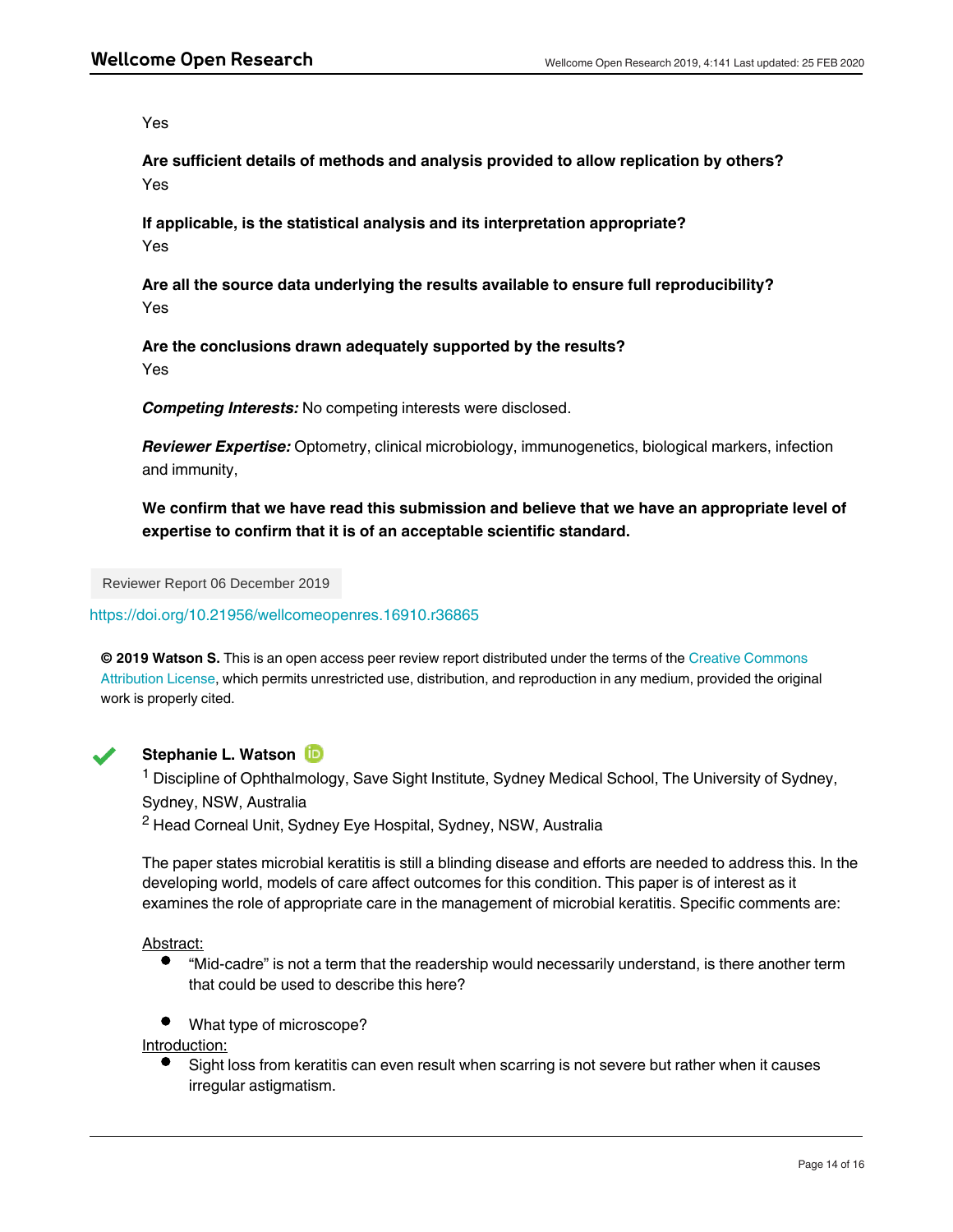Yes

**Are sufficient details of methods and analysis provided to allow replication by others?**
Yes

**If applicable, is the statistical analysis and its interpretation appropriate?**
Yes

**Are all the source data underlying the results available to ensure full reproducibility?**
Yes

**Are the conclusions drawn adequately supported by the results?**
Yes

***Competing Interests:*** No competing interests were disclosed.

***Reviewer Expertise:*** Optometry, clinical microbiology, immunogenetics, biological markers, infection and immunity,

**We confirm that we have read this submission and believe that we have an appropriate level of expertise to confirm that it is of an acceptable scientific standard.**

Reviewer Report 06 December 2019

https://doi.org/10.21956/wellcomeopenres.16910.r36865

**© 2019 Watson S.** This is an open access peer review report distributed under the terms of the Creative Commons Attribution License, which permits unrestricted use, distribution, and reproduction in any medium, provided the original work is properly cited.

**Stephanie L. Watson**

[1] Discipline of Ophthalmology, Save Sight Institute, Sydney Medical School, The University of Sydney, Sydney, NSW, Australia

[2] Head Corneal Unit, Sydney Eye Hospital, Sydney, NSW, Australia

The paper states microbial keratitis is still a blinding disease and efforts are needed to address this. In the developing world, models of care affect outcomes for this condition. This paper is of interest as it examines the role of appropriate care in the management of microbial keratitis. Specific comments are:

Abstract:

- "Mid-cadre" is not a term that the readership would necessarily understand, is there another term that could be used to describe this here?
- What type of microscope?

Introduction:

- Sight loss from keratitis can even result when scarring is not severe but rather when it causes irregular astigmatism.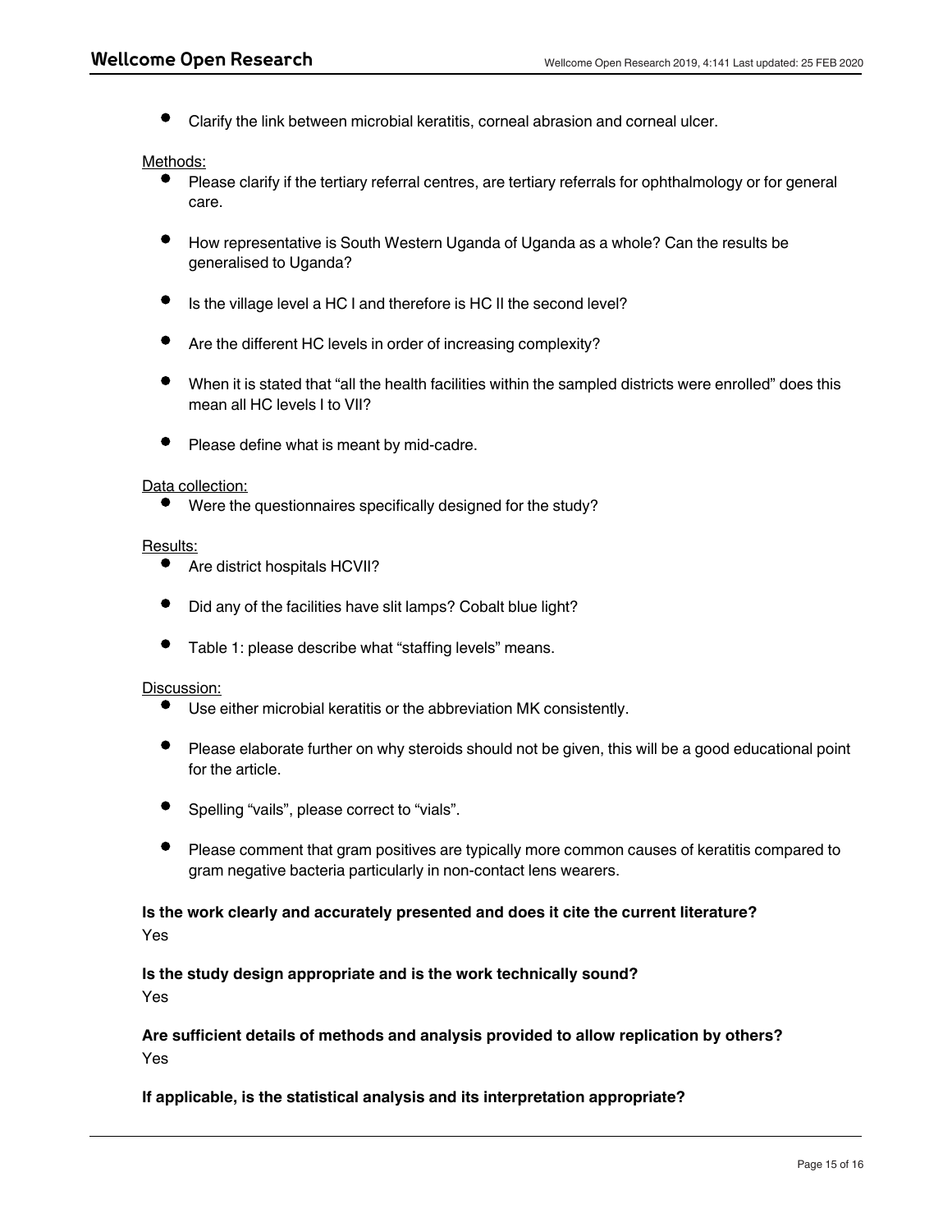- Clarify the link between microbial keratitis, corneal abrasion and corneal ulcer.

Methods:

- Please clarify if the tertiary referral centres, are tertiary referrals for ophthalmology or for general care.
- How representative is South Western Uganda of Uganda as a whole? Can the results be generalised to Uganda?
- Is the village level a HC I and therefore is HC II the second level?
- Are the different HC levels in order of increasing complexity?
- When it is stated that "all the health facilities within the sampled districts were enrolled" does this mean all HC levels I to VII?
- Please define what is meant by mid-cadre.

Data collection:

- Were the questionnaires specifically designed for the study?

Results:

- Are district hospitals HCVII?
- Did any of the facilities have slit lamps? Cobalt blue light?
- Table 1: please describe what "staffing levels" means.

Discussion:

- Use either microbial keratitis or the abbreviation MK consistently.
- Please elaborate further on why steroids should not be given, this will be a good educational point for the article.
- Spelling "vails", please correct to "vials".
- Please comment that gram positives are typically more common causes of keratitis compared to gram negative bacteria particularly in non-contact lens wearers.

**Is the work clearly and accurately presented and does it cite the current literature?**

Yes

**Is the study design appropriate and is the work technically sound?**

Yes

**Are sufficient details of methods and analysis provided to allow replication by others?**

Yes

**If applicable, is the statistical analysis and its interpretation appropriate?**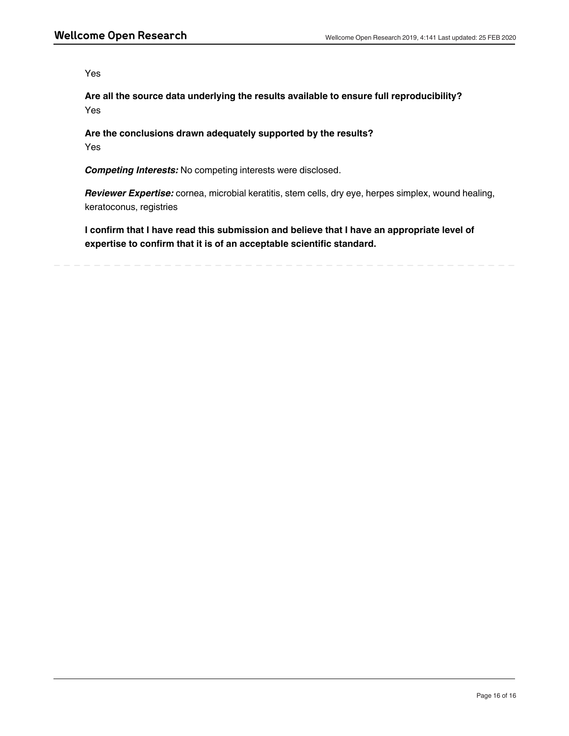Yes

**Are all the source data underlying the results available to ensure full reproducibility?**
Yes

**Are the conclusions drawn adequately supported by the results?**
Yes

***Competing Interests:*** No competing interests were disclosed.

***Reviewer Expertise:*** cornea, microbial keratitis, stem cells, dry eye, herpes simplex, wound healing, keratoconus, registries

**I confirm that I have read this submission and believe that I have an appropriate level of expertise to confirm that it is of an acceptable scientific standard.**